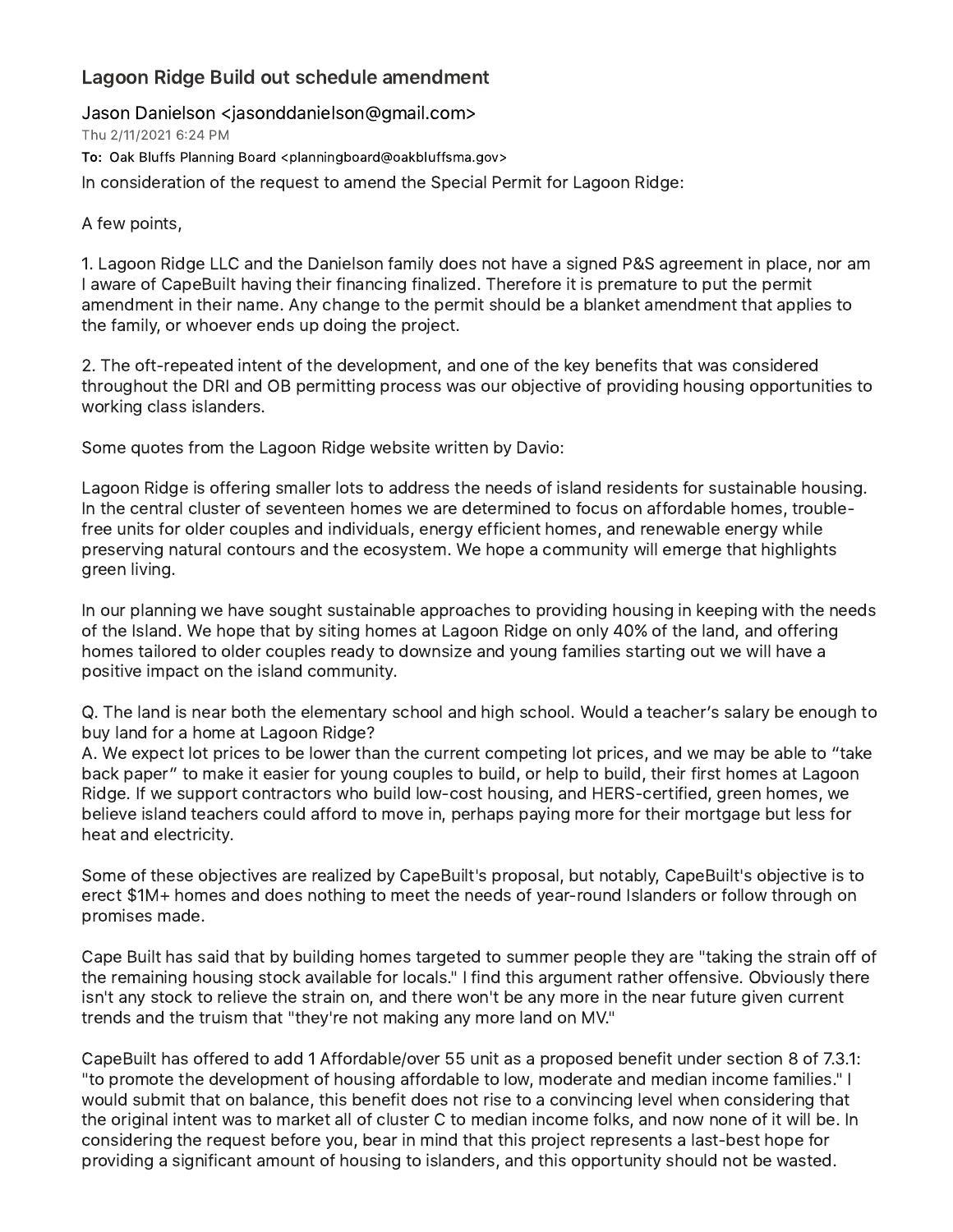## Lagoon Ridge Build out schedule amendment

Jason Danielson <jasonddanielson@gmail.com>
Thu 2/11/2021 6:24 PM
**To:** Oak Bluffs Planning Board <planningboard@oakbluffsma.gov>

In consideration of the request to amend the Special Permit for Lagoon Ridge:

A few points,

1. Lagoon Ridge LLC and the Danielson family does not have a signed P&S agreement in place, nor am I aware of CapeBuilt having their financing finalized. Therefore it is premature to put the permit amendment in their name. Any change to the permit should be a blanket amendment that applies to the family, or whoever ends up doing the project.

2. The oft-repeated intent of the development, and one of the key benefits that was considered throughout the DRI and OB permitting process was our objective of providing housing opportunities to working class islanders.

Some quotes from the Lagoon Ridge website written by Davio:

Lagoon Ridge is offering smaller lots to address the needs of island residents for sustainable housing. In the central cluster of seventeen homes we are determined to focus on affordable homes, trouble-free units for older couples and individuals, energy efficient homes, and renewable energy while preserving natural contours and the ecosystem. We hope a community will emerge that highlights green living.

In our planning we have sought sustainable approaches to providing housing in keeping with the needs of the Island. We hope that by siting homes at Lagoon Ridge on only 40% of the land, and offering homes tailored to older couples ready to downsize and young families starting out we will have a positive impact on the island community.

Q. The land is near both the elementary school and high school. Would a teacher's salary be enough to buy land for a home at Lagoon Ridge?
A. We expect lot prices to be lower than the current competing lot prices, and we may be able to "take back paper" to make it easier for young couples to build, or help to build, their first homes at Lagoon Ridge. If we support contractors who build low-cost housing, and HERS-certified, green homes, we believe island teachers could afford to move in, perhaps paying more for their mortgage but less for heat and electricity.

Some of these objectives are realized by CapeBuilt's proposal, but notably, CapeBuilt's objective is to erect $1M+ homes and does nothing to meet the needs of year-round Islanders or follow through on promises made.

Cape Built has said that by building homes targeted to summer people they are "taking the strain off of the remaining housing stock available for locals." I find this argument rather offensive. Obviously there isn't any stock to relieve the strain on, and there won't be any more in the near future given current trends and the truism that "they're not making any more land on MV."

CapeBuilt has offered to add 1 Affordable/over 55 unit as a proposed benefit under section 8 of 7.3.1: "to promote the development of housing affordable to low, moderate and median income families." I would submit that on balance, this benefit does not rise to a convincing level when considering that the original intent was to market all of cluster C to median income folks, and now none of it will be. In considering the request before you, bear in mind that this project represents a last-best hope for providing a significant amount of housing to islanders, and this opportunity should not be wasted.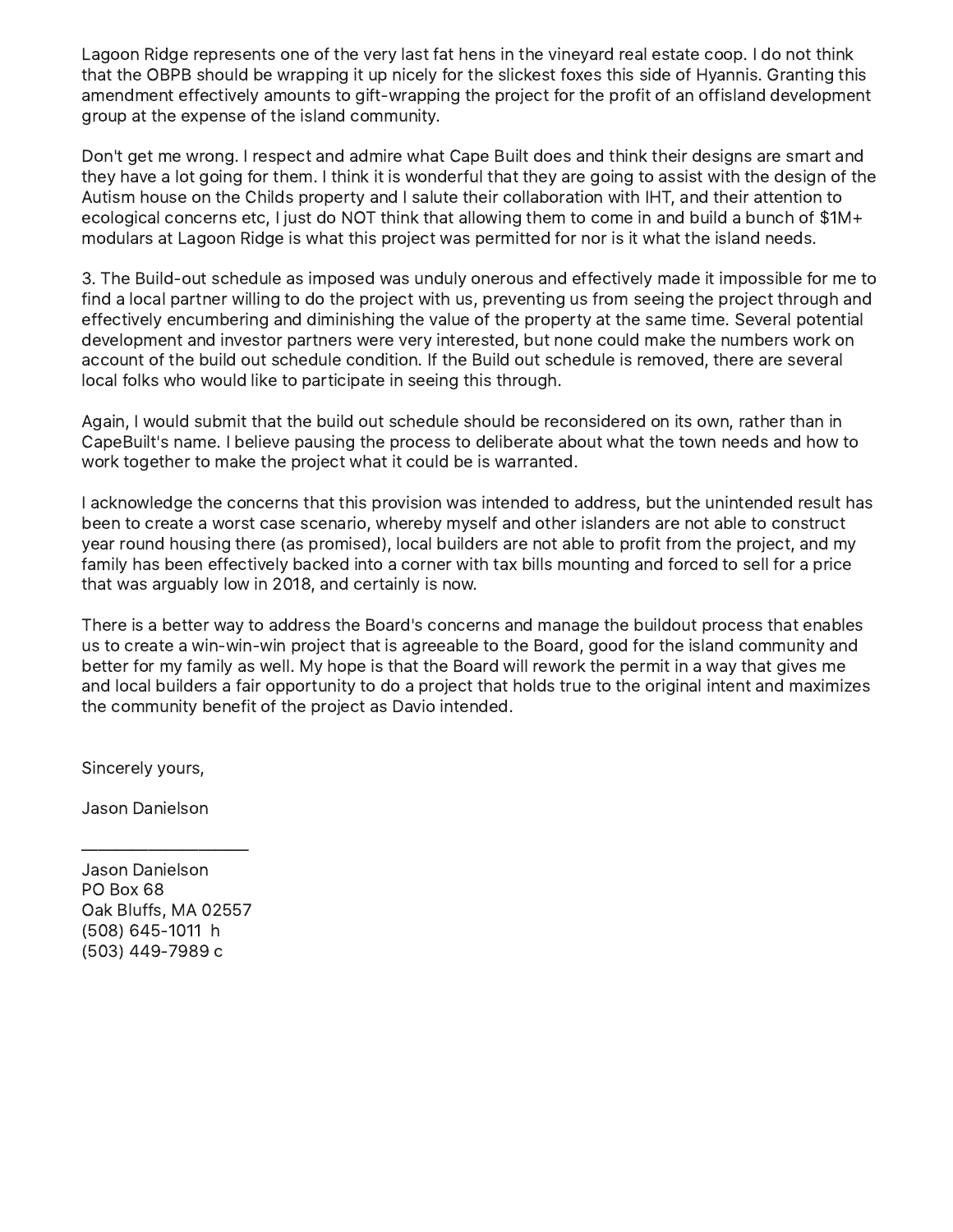Lagoon Ridge represents one of the very last fat hens in the vineyard real estate coop. I do not think that the OBPB should be wrapping it up nicely for the slickest foxes this side of Hyannis. Granting this amendment effectively amounts to gift-wrapping the project for the profit of an offisland development group at the expense of the island community.

Don't get me wrong. I respect and admire what Cape Built does and think their designs are smart and they have a lot going for them. I think it is wonderful that they are going to assist with the design of the Autism house on the Childs property and I salute their collaboration with IHT, and their attention to ecological concerns etc, I just do NOT think that allowing them to come in and build a bunch of $1M+ modulars at Lagoon Ridge is what this project was permitted for nor is it what the island needs.

3. The Build-out schedule as imposed was unduly onerous and effectively made it impossible for me to find a local partner willing to do the project with us, preventing us from seeing the project through and effectively encumbering and diminishing the value of the property at the same time. Several potential development and investor partners were very interested, but none could make the numbers work on account of the build out schedule condition. If the Build out schedule is removed, there are several local folks who would like to participate in seeing this through.

Again, I would submit that the build out schedule should be reconsidered on its own, rather than in CapeBuilt's name. I believe pausing the process to deliberate about what the town needs and how to work together to make the project what it could be is warranted.

I acknowledge the concerns that this provision was intended to address, but the unintended result has been to create a worst case scenario, whereby myself and other islanders are not able to construct year round housing there (as promised), local builders are not able to profit from the project, and my family has been effectively backed into a corner with tax bills mounting and forced to sell for a price that was arguably low in 2018, and certainly is now.

There is a better way to address the Board's concerns and manage the buildout process that enables us to create a win-win-win project that is agreeable to the Board, good for the island community and better for my family as well. My hope is that the Board will rework the permit in a way that gives me and local builders a fair opportunity to do a project that holds true to the original intent and maximizes the community benefit of the project as Davio intended.

Sincerely yours,

Jason Danielson

___________________

Jason Danielson
PO Box 68
Oak Bluffs, MA 02557
(508) 645-1011 h
(503) 449-7989 c